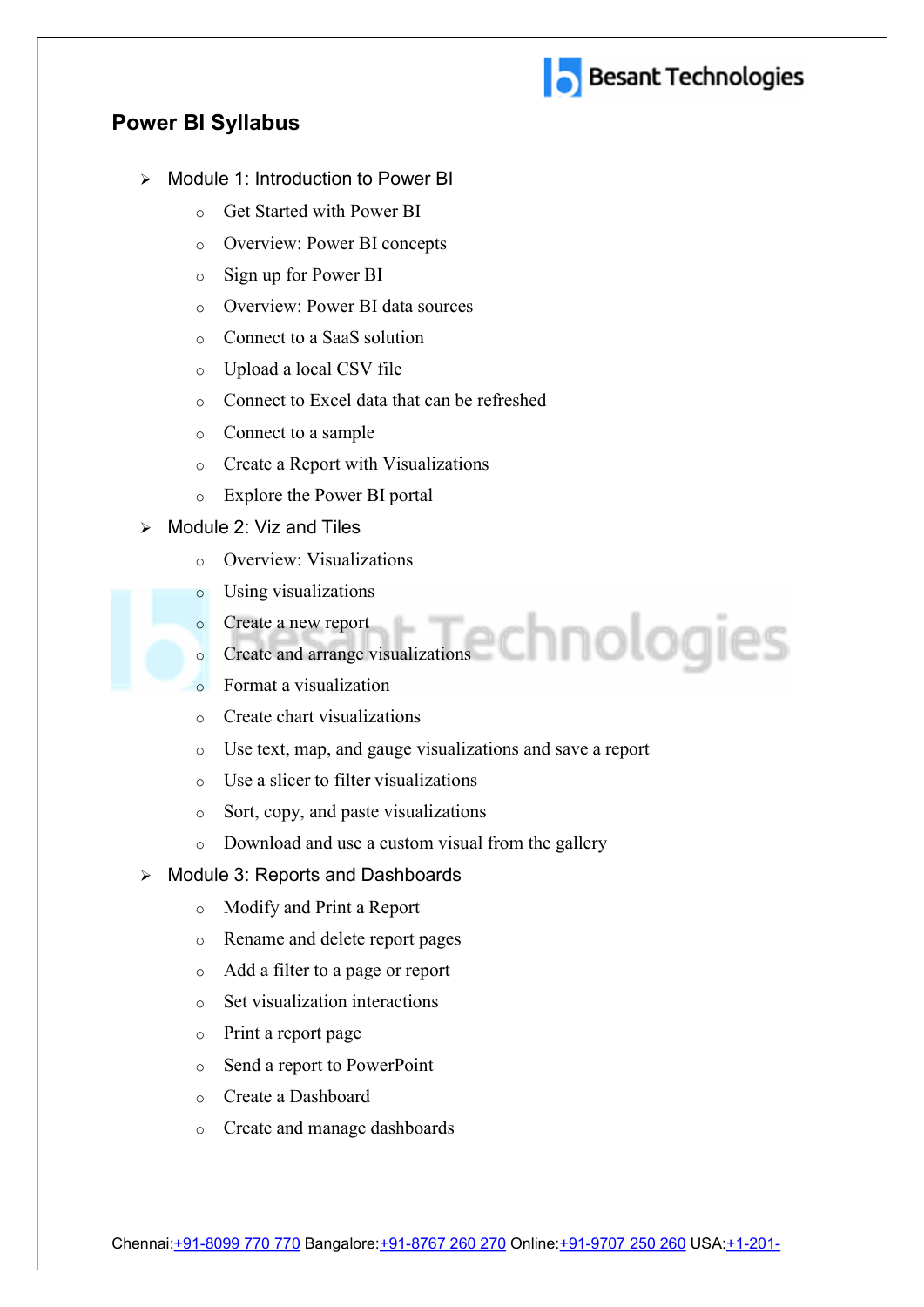## Power BI Syllabus

- Module 1: Introduction to Power BI
  - Get Started with Power BI
  - Overview: Power BI concepts
  - Sign up for Power BI
  - Overview: Power BI data sources
  - Connect to a SaaS solution
  - Upload a local CSV file
  - Connect to Excel data that can be refreshed
  - Connect to a sample
  - Create a Report with Visualizations
  - Explore the Power BI portal
- Module 2: Viz and Tiles
  - Overview: Visualizations
  - Using visualizations
  - Create a new report
  - Create and arrange visualizations
  - Format a visualization
  - Create chart visualizations
  - Use text, map, and gauge visualizations and save a report
  - Use a slicer to filter visualizations
  - Sort, copy, and paste visualizations
  - Download and use a custom visual from the gallery
- Module 3: Reports and Dashboards
  - Modify and Print a Report
  - Rename and delete report pages
  - Add a filter to a page or report
  - Set visualization interactions
  - Print a report page
  - Send a report to PowerPoint
  - Create a Dashboard
  - Create and manage dashboards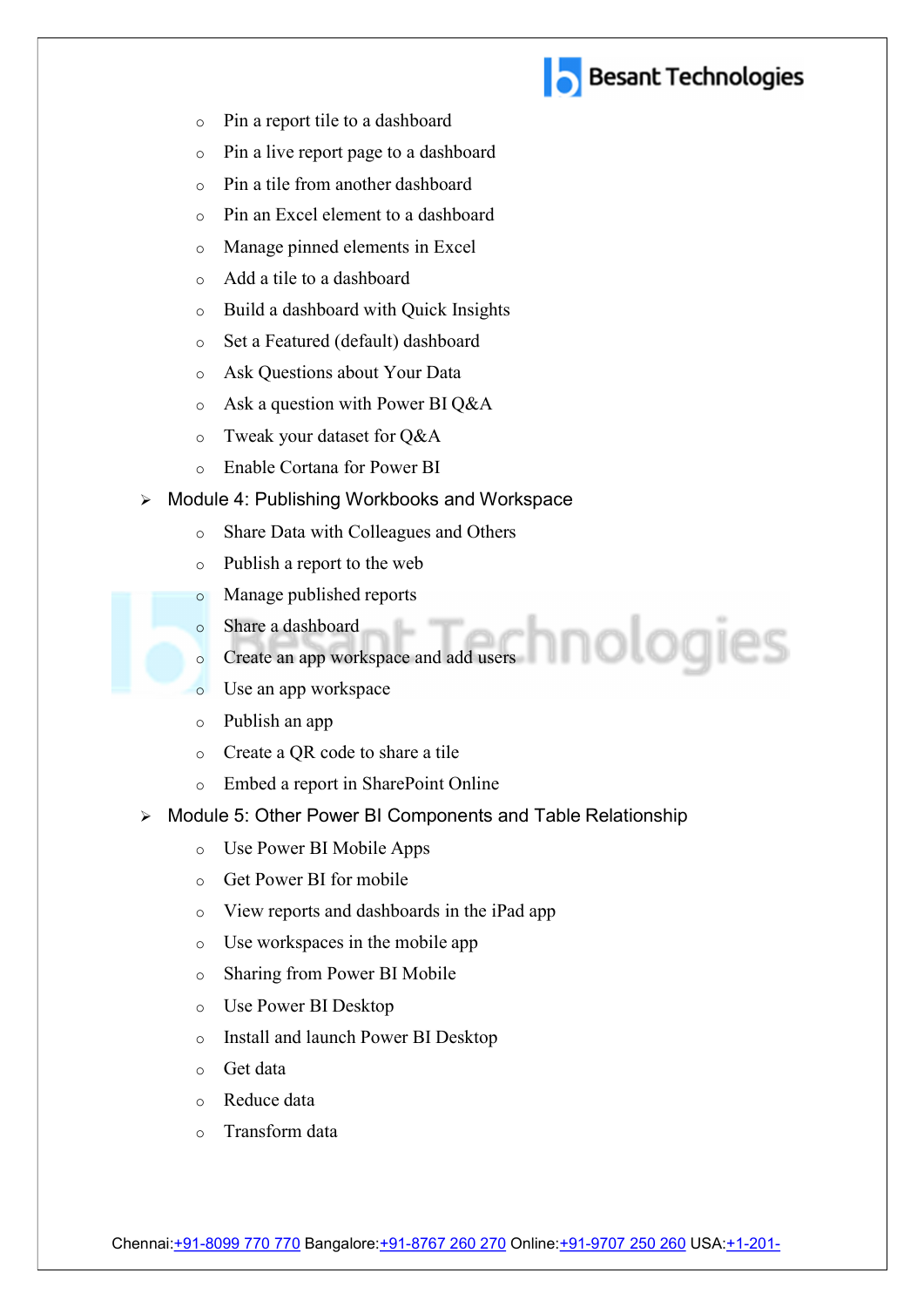- Pin a report tile to a dashboard
- Pin a live report page to a dashboard
- Pin a tile from another dashboard
- Pin an Excel element to a dashboard
- Manage pinned elements in Excel
- Add a tile to a dashboard
- Build a dashboard with Quick Insights
- Set a Featured (default) dashboard
- Ask Questions about Your Data
- Ask a question with Power BI Q&A
- Tweak your dataset for Q&A
- Enable Cortana for Power BI

## Module 4: Publishing Workbooks and Workspace

- Share Data with Colleagues and Others
- Publish a report to the web
- Manage published reports
- Share a dashboard
- Create an app workspace and add users
- Use an app workspace
- Publish an app
- Create a QR code to share a tile
- Embed a report in SharePoint Online

## Module 5: Other Power BI Components and Table Relationship

- Use Power BI Mobile Apps
- Get Power BI for mobile
- View reports and dashboards in the iPad app
- Use workspaces in the mobile app
- Sharing from Power BI Mobile
- Use Power BI Desktop
- Install and launch Power BI Desktop
- Get data
- Reduce data
- Transform data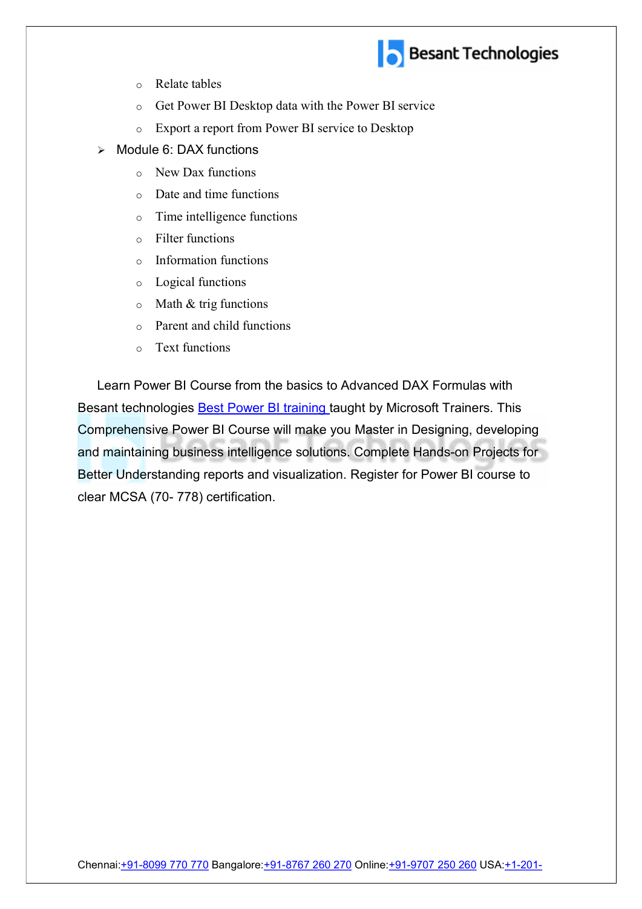- Relate tables
- Get Power BI Desktop data with the Power BI service
- Export a report from Power BI service to Desktop

- Module 6: DAX functions
  - New Dax functions
  - Date and time functions
  - Time intelligence functions
  - Filter functions
  - Information functions
  - Logical functions
  - Math & trig functions
  - Parent and child functions
  - Text functions

Learn Power BI Course from the basics to Advanced DAX Formulas with Besant technologies Best Power BI training taught by Microsoft Trainers. This Comprehensive Power BI Course will make you Master in Designing, developing and maintaining business intelligence solutions. Complete Hands-on Projects for Better Understanding reports and visualization. Register for Power BI course to clear MCSA (70- 778) certification.